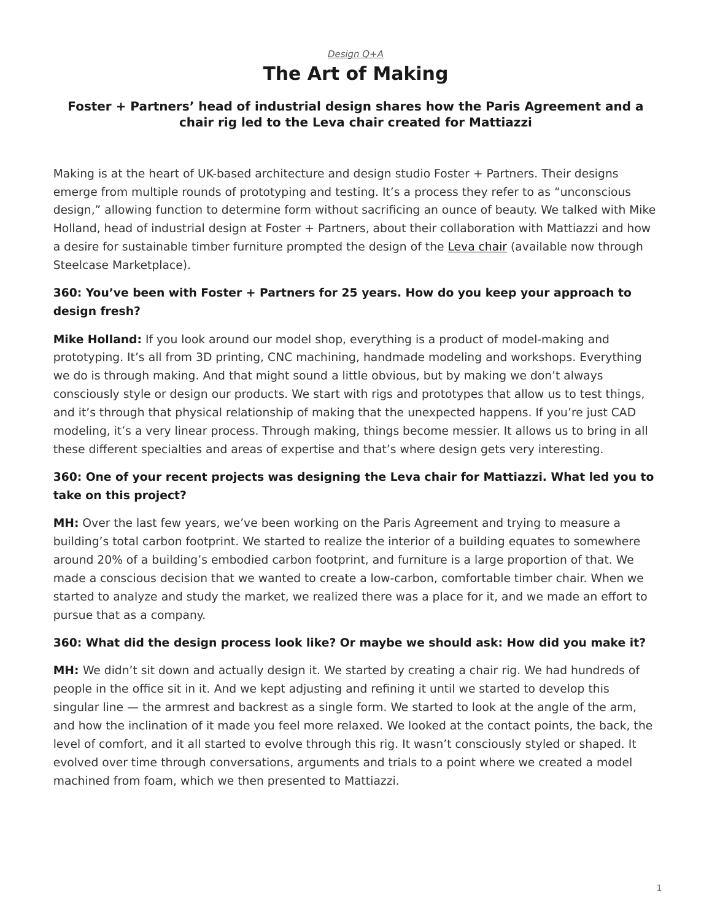*Design Q+A*

# The Art of Making

### Foster + Partners' head of industrial design shares how the Paris Agreement and a chair rig led to the Leva chair created for Mattiazzi

Making is at the heart of UK-based architecture and design studio Foster + Partners. Their designs emerge from multiple rounds of prototyping and testing. It's a process they refer to as "unconscious design," allowing function to determine form without sacrificing an ounce of beauty. We talked with Mike Holland, head of industrial design at Foster + Partners, about their collaboration with Mattiazzi and how a desire for sustainable timber furniture prompted the design of the Leva chair (available now through Steelcase Marketplace).

**360: You've been with Foster + Partners for 25 years. How do you keep your approach to design fresh?**

**Mike Holland:** If you look around our model shop, everything is a product of model-making and prototyping. It's all from 3D printing, CNC machining, handmade modeling and workshops. Everything we do is through making. And that might sound a little obvious, but by making we don't always consciously style or design our products. We start with rigs and prototypes that allow us to test things, and it's through that physical relationship of making that the unexpected happens. If you're just CAD modeling, it's a very linear process. Through making, things become messier. It allows us to bring in all these different specialties and areas of expertise and that's where design gets very interesting.

**360: One of your recent projects was designing the Leva chair for Mattiazzi. What led you to take on this project?**

**MH:** Over the last few years, we've been working on the Paris Agreement and trying to measure a building's total carbon footprint. We started to realize the interior of a building equates to somewhere around 20% of a building's embodied carbon footprint, and furniture is a large proportion of that. We made a conscious decision that we wanted to create a low-carbon, comfortable timber chair. When we started to analyze and study the market, we realized there was a place for it, and we made an effort to pursue that as a company.

**360: What did the design process look like? Or maybe we should ask: How did you make it?**

**MH:** We didn't sit down and actually design it. We started by creating a chair rig. We had hundreds of people in the office sit in it. And we kept adjusting and refining it until we started to develop this singular line — the armrest and backrest as a single form. We started to look at the angle of the arm, and how the inclination of it made you feel more relaxed. We looked at the contact points, the back, the level of comfort, and it all started to evolve through this rig. It wasn't consciously styled or shaped. It evolved over time through conversations, arguments and trials to a point where we created a model machined from foam, which we then presented to Mattiazzi.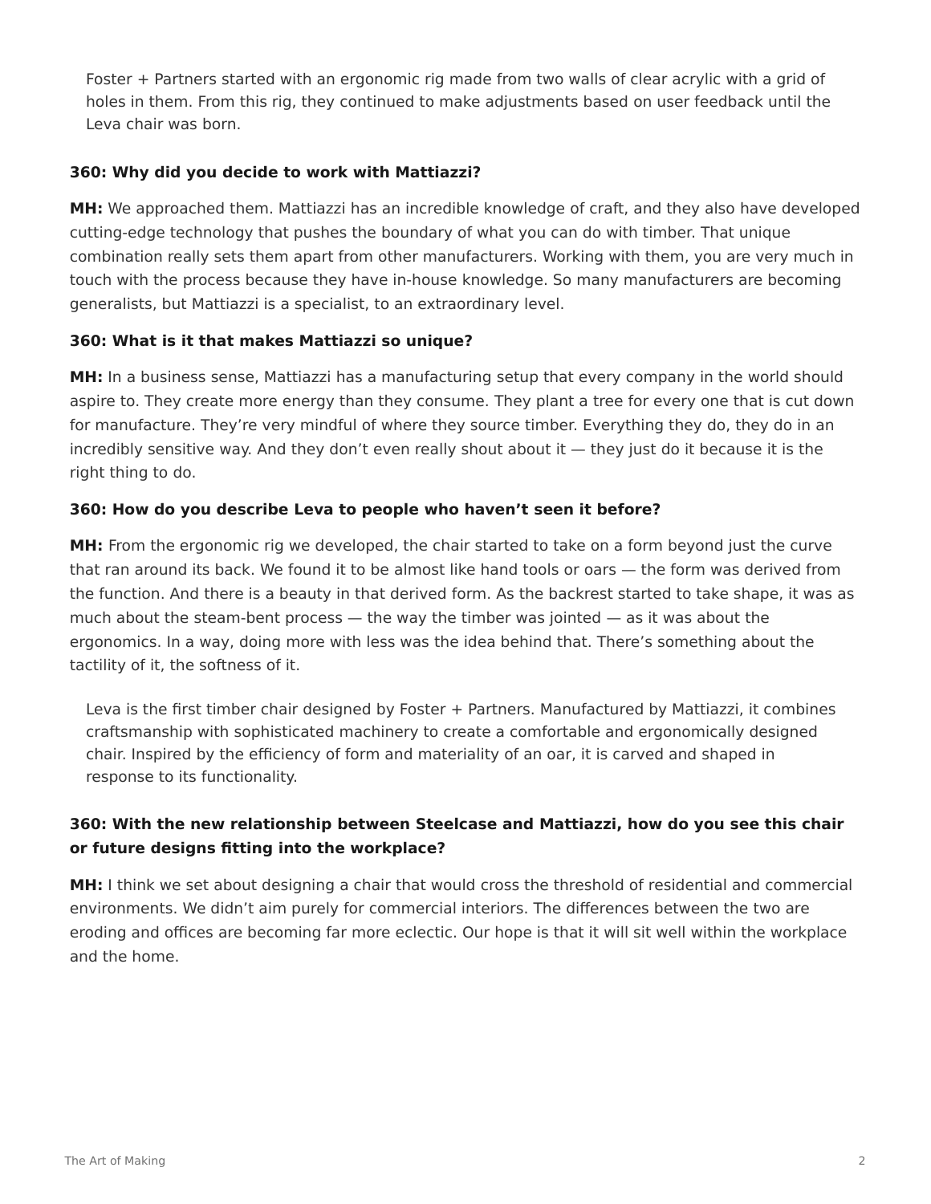Foster + Partners started with an ergonomic rig made from two walls of clear acrylic with a grid of holes in them. From this rig, they continued to make adjustments based on user feedback until the Leva chair was born.

**360: Why did you decide to work with Mattiazzi?**

**MH:** We approached them. Mattiazzi has an incredible knowledge of craft, and they also have developed cutting-edge technology that pushes the boundary of what you can do with timber. That unique combination really sets them apart from other manufacturers. Working with them, you are very much in touch with the process because they have in-house knowledge. So many manufacturers are becoming generalists, but Mattiazzi is a specialist, to an extraordinary level.

**360: What is it that makes Mattiazzi so unique?**

**MH:** In a business sense, Mattiazzi has a manufacturing setup that every company in the world should aspire to. They create more energy than they consume. They plant a tree for every one that is cut down for manufacture. They're very mindful of where they source timber. Everything they do, they do in an incredibly sensitive way. And they don't even really shout about it — they just do it because it is the right thing to do.

**360: How do you describe Leva to people who haven't seen it before?**

**MH:** From the ergonomic rig we developed, the chair started to take on a form beyond just the curve that ran around its back. We found it to be almost like hand tools or oars — the form was derived from the function. And there is a beauty in that derived form. As the backrest started to take shape, it was as much about the steam-bent process — the way the timber was jointed — as it was about the ergonomics. In a way, doing more with less was the idea behind that. There's something about the tactility of it, the softness of it.

Leva is the first timber chair designed by Foster + Partners. Manufactured by Mattiazzi, it combines craftsmanship with sophisticated machinery to create a comfortable and ergonomically designed chair. Inspired by the efficiency of form and materiality of an oar, it is carved and shaped in response to its functionality.

**360: With the new relationship between Steelcase and Mattiazzi, how do you see this chair or future designs fitting into the workplace?**

**MH:** I think we set about designing a chair that would cross the threshold of residential and commercial environments. We didn't aim purely for commercial interiors. The differences between the two are eroding and offices are becoming far more eclectic. Our hope is that it will sit well within the workplace and the home.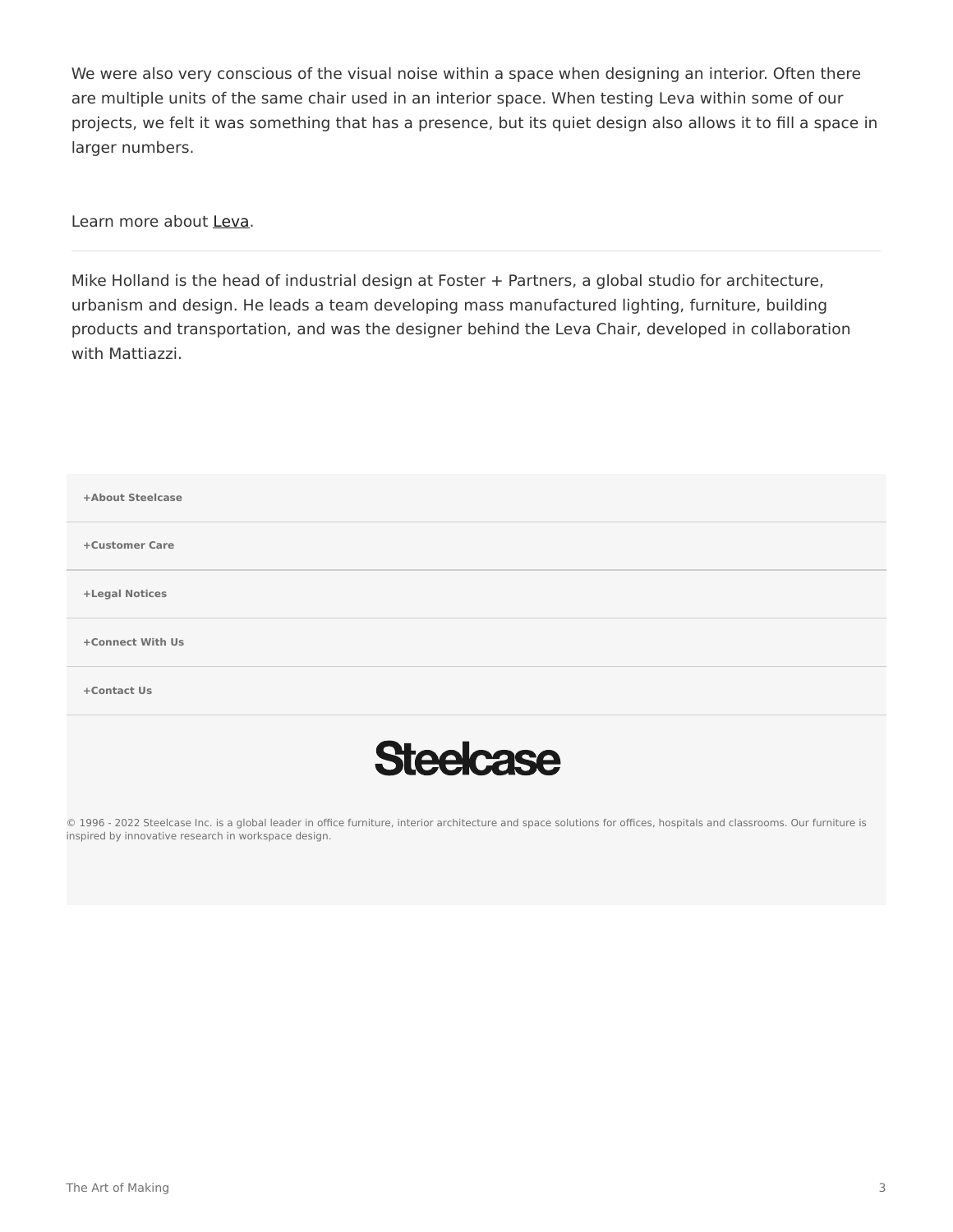We were also very conscious of the visual noise within a space when designing an interior. Often there are multiple units of the same chair used in an interior space. When testing Leva within some of our projects, we felt it was something that has a presence, but its quiet design also allows it to fill a space in larger numbers.

Learn more about Leva.

---

Mike Holland is the head of industrial design at Foster + Partners, a global studio for architecture, urbanism and design. He leads a team developing mass manufactured lighting, furniture, building products and transportation, and was the designer behind the Leva Chair, developed in collaboration with Mattiazzi.

**+About Steelcase**

**+Customer Care**

**+Legal Notices**

**+Connect With Us**

**+Contact Us**

Steelcase

© 1996 - 2022 Steelcase Inc. is a global leader in office furniture, interior architecture and space solutions for offices, hospitals and classrooms. Our furniture is inspired by innovative research in workspace design.